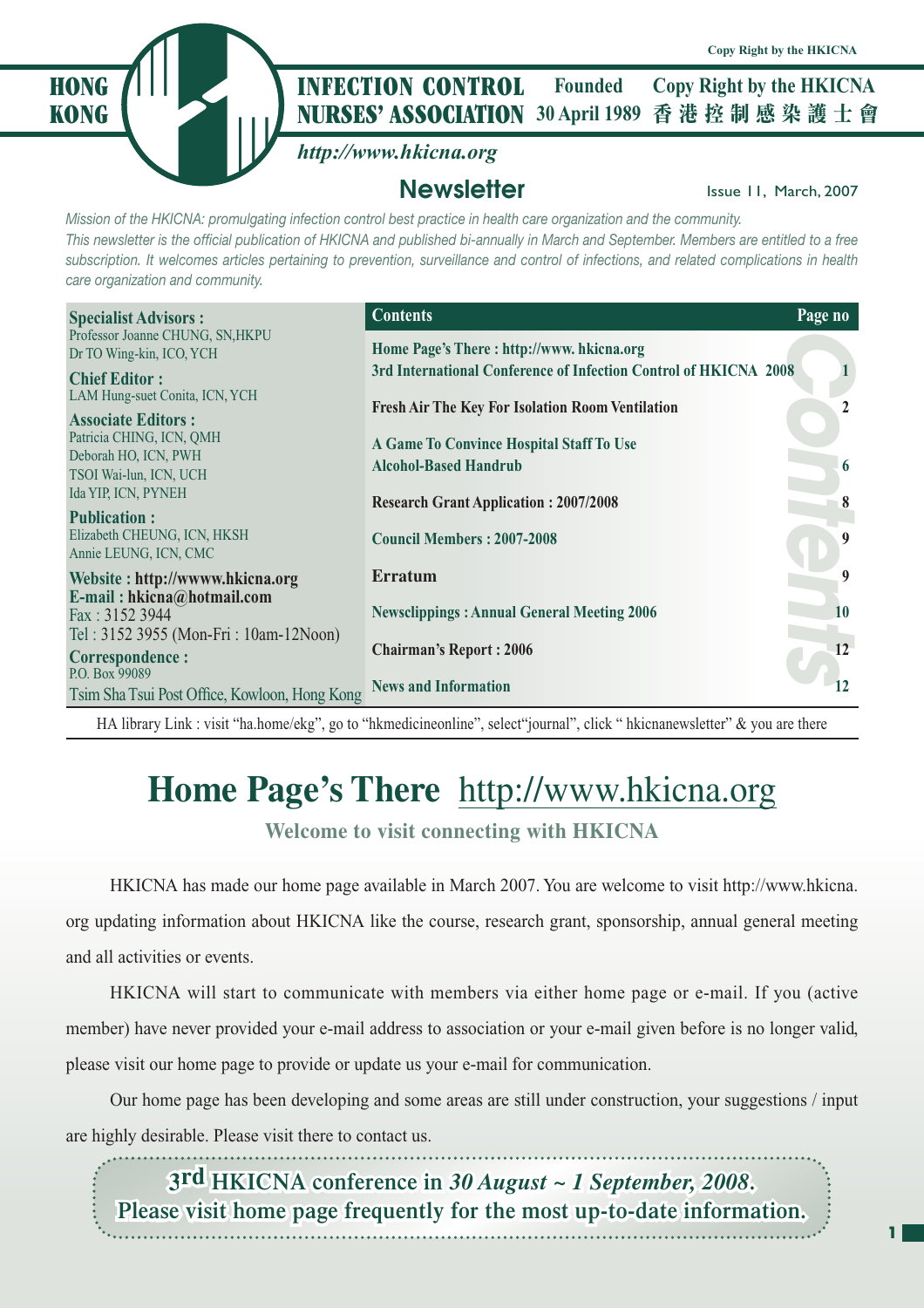Copy Right by the HKICNA

# HONG KONG INFECTION CONTROL NURSES' ASSOCIATION

Founded 30 April 1989

Copy Right by the HKICNA 香港控制感染護士會

*http://www.hkicna.org*

## Newsletter

Issue 11, March, 2007

*Mission of the HKICNA: promulgating infection control best practice in health care organization and the community.*

*This newsletter is the official publication of HKICNA and published bi-annually in March and September. Members are entitled to a free subscription. It welcomes articles pertaining to prevention, surveillance and control of infections, and related complications in health care organization and community.*

**Specialist Advisors :**
Professor Joanne CHUNG, SN,HKPU
Dr TO Wing-kin, ICO, YCH

**Chief Editor :**
LAM Hung-suet Conita, ICN, YCH

**Associate Editors :**
Patricia CHING, ICN, QMH
Deborah HO, ICN, PWH
TSOI Wai-lun, ICN, UCH
Ida YIP, ICN, PYNEH

**Publication :**
Elizabeth CHEUNG, ICN, HKSH
Annie LEUNG, ICN, CMC

**Website : http://wwww.hkicna.org**
**E-mail : hkicna@hotmail.com**
Fax : 3152 3944
Tel : 3152 3955 (Mon-Fri : 10am-12Noon)

**Correspondence :**
P.O. Box 99089
Tsim Sha Tsui Post Office, Kowloon, Hong Kong

| Contents | Page no |
|---|---|
| Home Page's There : http://www. hkicna.org<br>3rd International Conference of Infection Control of HKICNA 2008 | 1 |
| Fresh Air The Key For Isolation Room Ventilation | 2 |
| A Game To Convince Hospital Staff To Use Alcohol-Based Handrub | 6 |
| Research Grant Application : 2007/2008 | 8 |
| Council Members : 2007-2008 | 9 |
| Erratum | 9 |
| Newsclippings : Annual General Meeting 2006 | 10 |
| Chairman's Report : 2006 | 12 |
| News and Information | 12 |

HA library Link : visit "ha.home/ekg", go to "hkmedicineonline", select"journal", click " hkicnanewsletter" & you are there

# Home Page's There http://www.hkicna.org

**Welcome to visit connecting with HKICNA**

HKICNA has made our home page available in March 2007. You are welcome to visit http://www.hkicna.org updating information about HKICNA like the course, research grant, sponsorship, annual general meeting and all activities or events.

HKICNA will start to communicate with members via either home page or e-mail. If you (active member) have never provided your e-mail address to association or your e-mail given before is no longer valid, please visit our home page to provide or update us your e-mail for communication.

Our home page has been developing and some areas are still under construction, your suggestions / input are highly desirable. Please visit there to contact us.

**3rd HKICNA conference in *30 August ~ 1 September, 2008*.**
**Please visit home page frequently for the most up-to-date information.**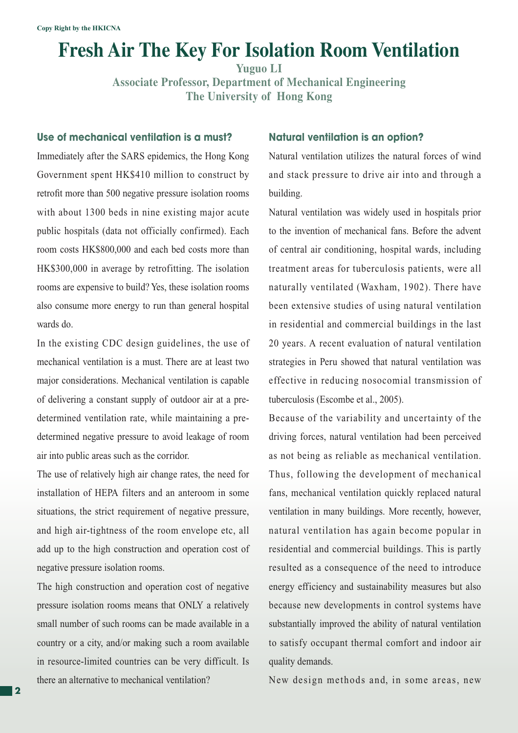Copy Right by the HKICNA

# Fresh Air The Key For Isolation Room Ventilation

**Yuguo LI**
**Associate Professor, Department of Mechanical Engineering**
**The University of Hong Kong**

## Use of mechanical ventilation is a must?

Immediately after the SARS epidemics, the Hong Kong Government spent HK$410 million to construct by retrofit more than 500 negative pressure isolation rooms with about 1300 beds in nine existing major acute public hospitals (data not officially confirmed). Each room costs HK$800,000 and each bed costs more than HK$300,000 in average by retrofitting. The isolation rooms are expensive to build? Yes, these isolation rooms also consume more energy to run than general hospital wards do.

In the existing CDC design guidelines, the use of mechanical ventilation is a must. There are at least two major considerations. Mechanical ventilation is capable of delivering a constant supply of outdoor air at a pre-determined ventilation rate, while maintaining a pre-determined negative pressure to avoid leakage of room air into public areas such as the corridor.

The use of relatively high air change rates, the need for installation of HEPA filters and an anteroom in some situations, the strict requirement of negative pressure, and high air-tightness of the room envelope etc, all add up to the high construction and operation cost of negative pressure isolation rooms.

The high construction and operation cost of negative pressure isolation rooms means that ONLY a relatively small number of such rooms can be made available in a country or a city, and/or making such a room available in resource-limited countries can be very difficult. Is there an alternative to mechanical ventilation?

## Natural ventilation is an option?

Natural ventilation utilizes the natural forces of wind and stack pressure to drive air into and through a building.

Natural ventilation was widely used in hospitals prior to the invention of mechanical fans. Before the advent of central air conditioning, hospital wards, including treatment areas for tuberculosis patients, were all naturally ventilated (Waxham, 1902). There have been extensive studies of using natural ventilation in residential and commercial buildings in the last 20 years. A recent evaluation of natural ventilation strategies in Peru showed that natural ventilation was effective in reducing nosocomial transmission of tuberculosis (Escombe et al., 2005).

Because of the variability and uncertainty of the driving forces, natural ventilation had been perceived as not being as reliable as mechanical ventilation. Thus, following the development of mechanical fans, mechanical ventilation quickly replaced natural ventilation in many buildings. More recently, however, natural ventilation has again become popular in residential and commercial buildings. This is partly resulted as a consequence of the need to introduce energy efficiency and sustainability measures but also because new developments in control systems have substantially improved the ability of natural ventilation to satisfy occupant thermal comfort and indoor air quality demands.

New design methods and, in some areas, new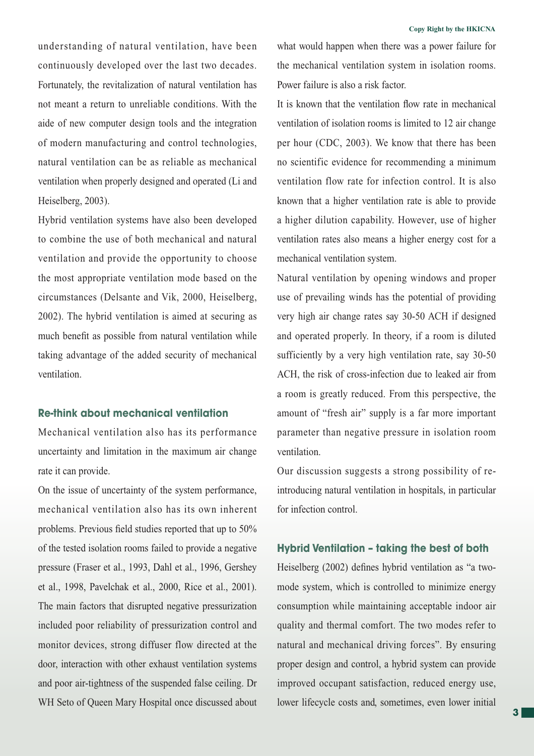understanding of natural ventilation, have been continuously developed over the last two decades. Fortunately, the revitalization of natural ventilation has not meant a return to unreliable conditions. With the aide of new computer design tools and the integration of modern manufacturing and control technologies, natural ventilation can be as reliable as mechanical ventilation when properly designed and operated (Li and Heiselberg, 2003).

Hybrid ventilation systems have also been developed to combine the use of both mechanical and natural ventilation and provide the opportunity to choose the most appropriate ventilation mode based on the circumstances (Delsante and Vik, 2000, Heiselberg, 2002). The hybrid ventilation is aimed at securing as much benefit as possible from natural ventilation while taking advantage of the added security of mechanical ventilation.

## Re-think about mechanical ventilation

Mechanical ventilation also has its performance uncertainty and limitation in the maximum air change rate it can provide.

On the issue of uncertainty of the system performance, mechanical ventilation also has its own inherent problems. Previous field studies reported that up to 50% of the tested isolation rooms failed to provide a negative pressure (Fraser et al., 1993, Dahl et al., 1996, Gershey et al., 1998, Pavelchak et al., 2000, Rice et al., 2001). The main factors that disrupted negative pressurization included poor reliability of pressurization control and monitor devices, strong diffuser flow directed at the door, interaction with other exhaust ventilation systems and poor air-tightness of the suspended false ceiling. Dr WH Seto of Queen Mary Hospital once discussed about what would happen when there was a power failure for the mechanical ventilation system in isolation rooms. Power failure is also a risk factor.

It is known that the ventilation flow rate in mechanical ventilation of isolation rooms is limited to 12 air change per hour (CDC, 2003). We know that there has been no scientific evidence for recommending a minimum ventilation flow rate for infection control. It is also known that a higher ventilation rate is able to provide a higher dilution capability. However, use of higher ventilation rates also means a higher energy cost for a mechanical ventilation system.

Natural ventilation by opening windows and proper use of prevailing winds has the potential of providing very high air change rates say 30-50 ACH if designed and operated properly. In theory, if a room is diluted sufficiently by a very high ventilation rate, say 30-50 ACH, the risk of cross-infection due to leaked air from a room is greatly reduced. From this perspective, the amount of "fresh air" supply is a far more important parameter than negative pressure in isolation room ventilation.

Our discussion suggests a strong possibility of re-introducing natural ventilation in hospitals, in particular for infection control.

## Hybrid Ventilation – taking the best of both

Heiselberg (2002) defines hybrid ventilation as "a two-mode system, which is controlled to minimize energy consumption while maintaining acceptable indoor air quality and thermal comfort. The two modes refer to natural and mechanical driving forces". By ensuring proper design and control, a hybrid system can provide improved occupant satisfaction, reduced energy use, lower lifecycle costs and, sometimes, even lower initial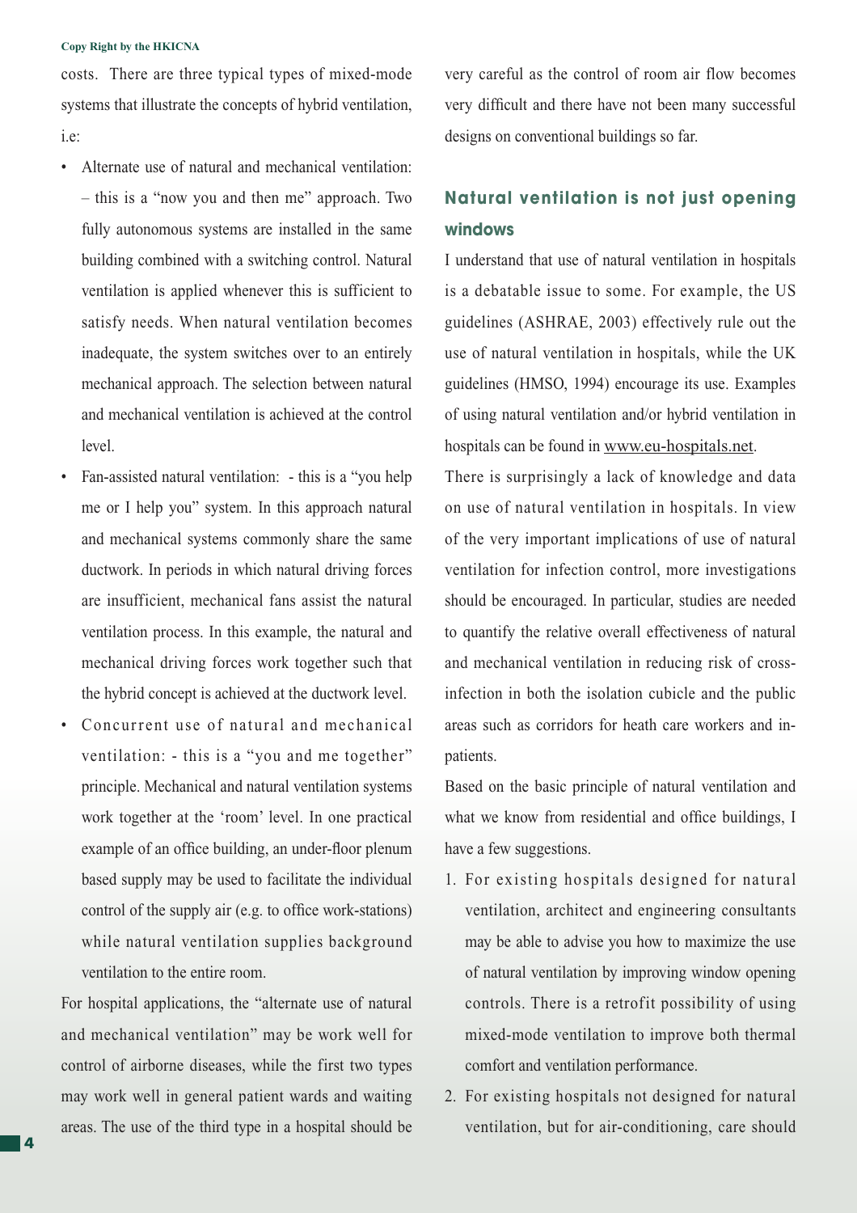costs. There are three typical types of mixed-mode systems that illustrate the concepts of hybrid ventilation, i.e:

- Alternate use of natural and mechanical ventilation: – this is a "now you and then me" approach. Two fully autonomous systems are installed in the same building combined with a switching control. Natural ventilation is applied whenever this is sufficient to satisfy needs. When natural ventilation becomes inadequate, the system switches over to an entirely mechanical approach. The selection between natural and mechanical ventilation is achieved at the control level.
- Fan-assisted natural ventilation: - this is a "you help me or I help you" system. In this approach natural and mechanical systems commonly share the same ductwork. In periods in which natural driving forces are insufficient, mechanical fans assist the natural ventilation process. In this example, the natural and mechanical driving forces work together such that the hybrid concept is achieved at the ductwork level.
- Concurrent use of natural and mechanical ventilation: - this is a "you and me together" principle. Mechanical and natural ventilation systems work together at the 'room' level. In one practical example of an office building, an under-floor plenum based supply may be used to facilitate the individual control of the supply air (e.g. to office work-stations) while natural ventilation supplies background ventilation to the entire room.

For hospital applications, the "alternate use of natural and mechanical ventilation" may be work well for control of airborne diseases, while the first two types may work well in general patient wards and waiting areas. The use of the third type in a hospital should be very careful as the control of room air flow becomes very difficult and there have not been many successful designs on conventional buildings so far.

## Natural ventilation is not just opening windows

I understand that use of natural ventilation in hospitals is a debatable issue to some. For example, the US guidelines (ASHRAE, 2003) effectively rule out the use of natural ventilation in hospitals, while the UK guidelines (HMSO, 1994) encourage its use. Examples of using natural ventilation and/or hybrid ventilation in hospitals can be found in www.eu-hospitals.net.

There is surprisingly a lack of knowledge and data on use of natural ventilation in hospitals. In view of the very important implications of use of natural ventilation for infection control, more investigations should be encouraged. In particular, studies are needed to quantify the relative overall effectiveness of natural and mechanical ventilation in reducing risk of cross-infection in both the isolation cubicle and the public areas such as corridors for heath care workers and in-patients.

Based on the basic principle of natural ventilation and what we know from residential and office buildings, I have a few suggestions.

1. For existing hospitals designed for natural ventilation, architect and engineering consultants may be able to advise you how to maximize the use of natural ventilation by improving window opening controls. There is a retrofit possibility of using mixed-mode ventilation to improve both thermal comfort and ventilation performance.
2. For existing hospitals not designed for natural ventilation, but for air-conditioning, care should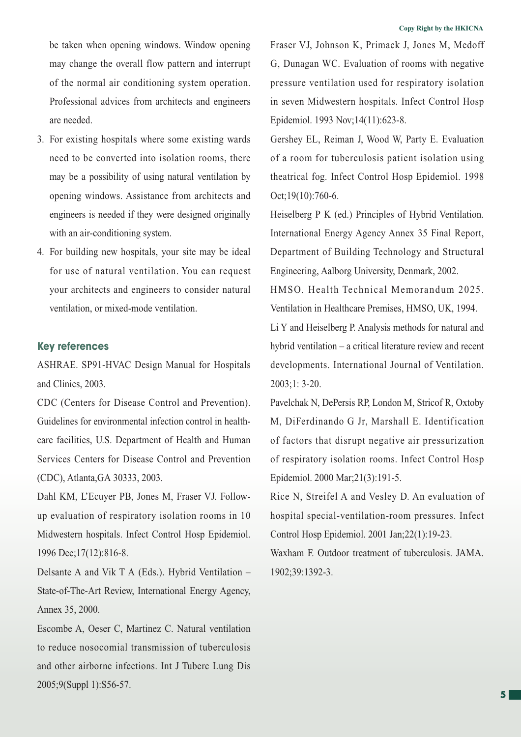be taken when opening windows. Window opening may change the overall flow pattern and interrupt of the normal air conditioning system operation. Professional advices from architects and engineers are needed.

3. For existing hospitals where some existing wards need to be converted into isolation rooms, there may be a possibility of using natural ventilation by opening windows. Assistance from architects and engineers is needed if they were designed originally with an air-conditioning system.
4. For building new hospitals, your site may be ideal for use of natural ventilation. You can request your architects and engineers to consider natural ventilation, or mixed-mode ventilation.

## Key references

ASHRAE. SP91-HVAC Design Manual for Hospitals and Clinics, 2003.

CDC (Centers for Disease Control and Prevention). Guidelines for environmental infection control in health-care facilities, U.S. Department of Health and Human Services Centers for Disease Control and Prevention (CDC), Atlanta,GA 30333, 2003.

Dahl KM, L'Ecuyer PB, Jones M, Fraser VJ. Follow-up evaluation of respiratory isolation rooms in 10 Midwestern hospitals. Infect Control Hosp Epidemiol. 1996 Dec;17(12):816-8.

Delsante A and Vik T A (Eds.). Hybrid Ventilation – State-of-The-Art Review, International Energy Agency, Annex 35, 2000.

Escombe A, Oeser C, Martinez C. Natural ventilation to reduce nosocomial transmission of tuberculosis and other airborne infections. Int J Tuberc Lung Dis 2005;9(Suppl 1):S56-57.

Fraser VJ, Johnson K, Primack J, Jones M, Medoff G, Dunagan WC. Evaluation of rooms with negative pressure ventilation used for respiratory isolation in seven Midwestern hospitals. Infect Control Hosp Epidemiol. 1993 Nov;14(11):623-8.

Gershey EL, Reiman J, Wood W, Party E. Evaluation of a room for tuberculosis patient isolation using theatrical fog. Infect Control Hosp Epidemiol. 1998 Oct;19(10):760-6.

Heiselberg P K (ed.) Principles of Hybrid Ventilation. International Energy Agency Annex 35 Final Report, Department of Building Technology and Structural Engineering, Aalborg University, Denmark, 2002.

HMSO. Health Technical Memorandum 2025. Ventilation in Healthcare Premises, HMSO, UK, 1994.

Li Y and Heiselberg P. Analysis methods for natural and hybrid ventilation – a critical literature review and recent developments. International Journal of Ventilation. 2003;1: 3-20.

Pavelchak N, DePersis RP, London M, Stricof R, Oxtoby M, DiFerdinando G Jr, Marshall E. Identification of factors that disrupt negative air pressurization of respiratory isolation rooms. Infect Control Hosp Epidemiol. 2000 Mar;21(3):191-5.

Rice N, Streifel A and Vesley D. An evaluation of hospital special-ventilation-room pressures. Infect Control Hosp Epidemiol. 2001 Jan;22(1):19-23.

Waxham F. Outdoor treatment of tuberculosis. JAMA. 1902;39:1392-3.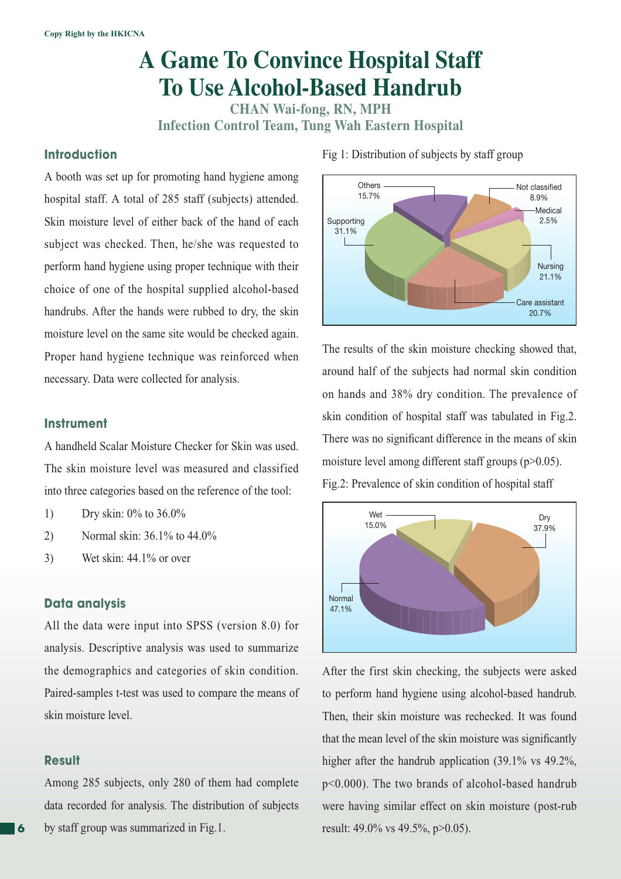# A Game To Convince Hospital Staff To Use Alcohol-Based Handrub

**CHAN Wai-fong, RN, MPH**
**Infection Control Team, Tung Wah Eastern Hospital**

## Introduction

A booth was set up for promoting hand hygiene among hospital staff. A total of 285 staff (subjects) attended. Skin moisture level of either back of the hand of each subject was checked. Then, he/she was requested to perform hand hygiene using proper technique with their choice of one of the hospital supplied alcohol-based handrubs. After the hands were rubbed to dry, the skin moisture level on the same site would be checked again. Proper hand hygiene technique was reinforced when necessary. Data were collected for analysis.

## Instrument

A handheld Scalar Moisture Checker for Skin was used. The skin moisture level was measured and classified into three categories based on the reference of the tool:

1) Dry skin: 0% to 36.0%
2) Normal skin: 36.1% to 44.0%
3) Wet skin: 44.1% or over

## Data analysis

All the data were input into SPSS (version 8.0) for analysis. Descriptive analysis was used to summarize the demographics and categories of skin condition. Paired-samples t-test was used to compare the means of skin moisture level.

## Result

Among 285 subjects, only 280 of them had complete data recorded for analysis. The distribution of subjects by staff group was summarized in Fig.1.

Fig 1: Distribution of subjects by staff group

| Staff group | % |
|---|---|
| Supporting | 31.1% |
| Nursing | 21.1% |
| Care assistant | 20.7% |
| Others | 15.7% |
| Not classified | 8.9% |
| Medical | 2.5% |

The results of the skin moisture checking showed that, around half of the subjects had normal skin condition on hands and 38% dry condition. The prevalence of skin condition of hospital staff was tabulated in Fig.2. There was no significant difference in the means of skin moisture level among different staff groups ($p>0.05$).

Fig.2: Prevalence of skin condition of hospital staff

| Skin condition | % |
|---|---|
| Normal | 47.1% |
| Dry | 37.9% |
| Wet | 15.0% |

After the first skin checking, the subjects were asked to perform hand hygiene using alcohol-based handrub. Then, their skin moisture was rechecked. It was found that the mean level of the skin moisture was significantly higher after the handrub application (39.1% vs 49.2%, $p<0.000$). The two brands of alcohol-based handrub were having similar effect on skin moisture (post-rub result: 49.0% vs 49.5%, $p>0.05$).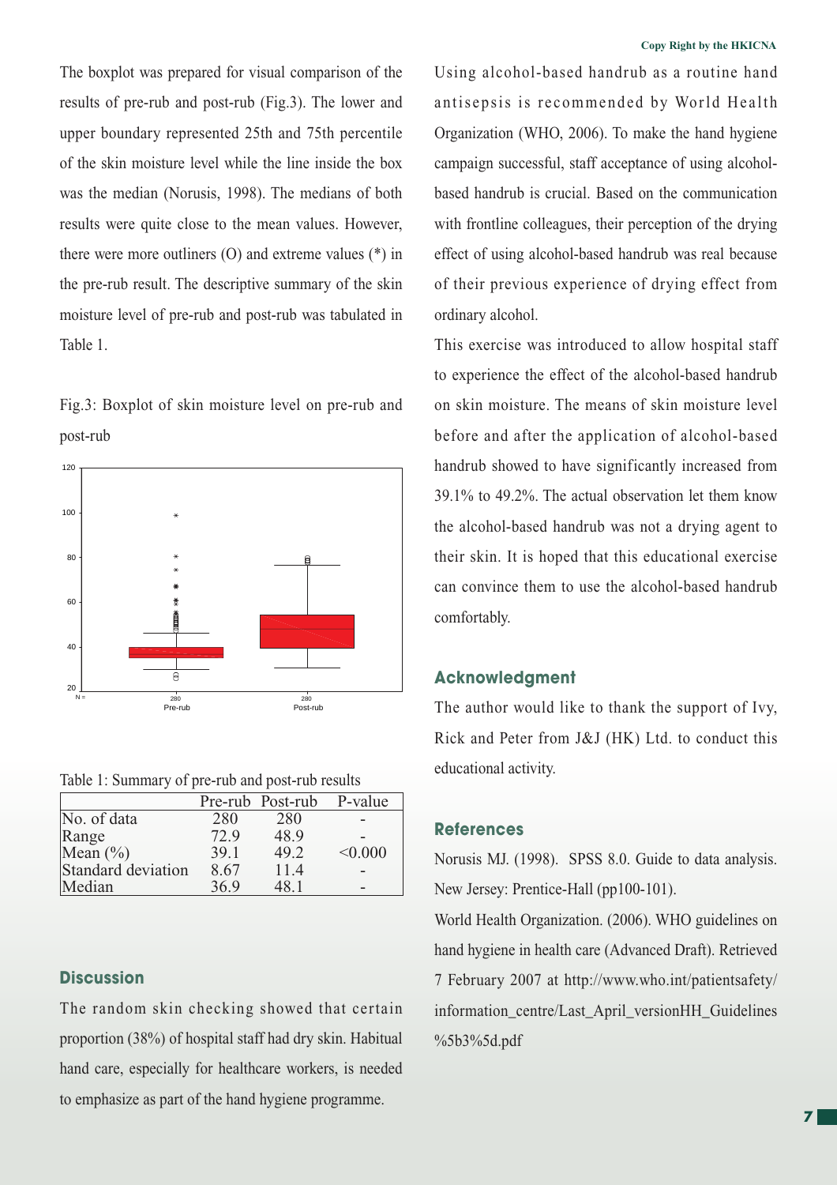The boxplot was prepared for visual comparison of the results of pre-rub and post-rub (Fig.3). The lower and upper boundary represented 25th and 75th percentile of the skin moisture level while the line inside the box was the median (Norusis, 1998). The medians of both results were quite close to the mean values. However, there were more outliners (O) and extreme values (*) in the pre-rub result. The descriptive summary of the skin moisture level of pre-rub and post-rub was tabulated in Table 1.

Fig.3: Boxplot of skin moisture level on pre-rub and post-rub

Table 1: Summary of pre-rub and post-rub results

| | Pre-rub | Post-rub | P-value |
|---|---|---|---|
| No. of data | 280 | 280 | - |
| Range | 72.9 | 48.9 | - |
| Mean (%) | 39.1 | 49.2 | <0.000 |
| Standard deviation | 8.67 | 11.4 | - |
| Median | 36.9 | 48.1 | - |

## Discussion

The random skin checking showed that certain proportion (38%) of hospital staff had dry skin. Habitual hand care, especially for healthcare workers, is needed to emphasize as part of the hand hygiene programme.

Using alcohol-based handrub as a routine hand antisepsis is recommended by World Health Organization (WHO, 2006). To make the hand hygiene campaign successful, staff acceptance of using alcohol-based handrub is crucial. Based on the communication with frontline colleagues, their perception of the drying effect of using alcohol-based handrub was real because of their previous experience of drying effect from ordinary alcohol.

This exercise was introduced to allow hospital staff to experience the effect of the alcohol-based handrub on skin moisture. The means of skin moisture level before and after the application of alcohol-based handrub showed to have significantly increased from 39.1% to 49.2%. The actual observation let them know the alcohol-based handrub was not a drying agent to their skin. It is hoped that this educational exercise can convince them to use the alcohol-based handrub comfortably.

## Acknowledgment

The author would like to thank the support of Ivy, Rick and Peter from J&J (HK) Ltd. to conduct this educational activity.

## References

Norusis MJ. (1998). SPSS 8.0. Guide to data analysis. New Jersey: Prentice-Hall (pp100-101).

World Health Organization. (2006). WHO guidelines on hand hygiene in health care (Advanced Draft). Retrieved 7 February 2007 at http://www.who.int/patientsafety/information_centre/Last_April_versionHH_Guidelines%5b3%5d.pdf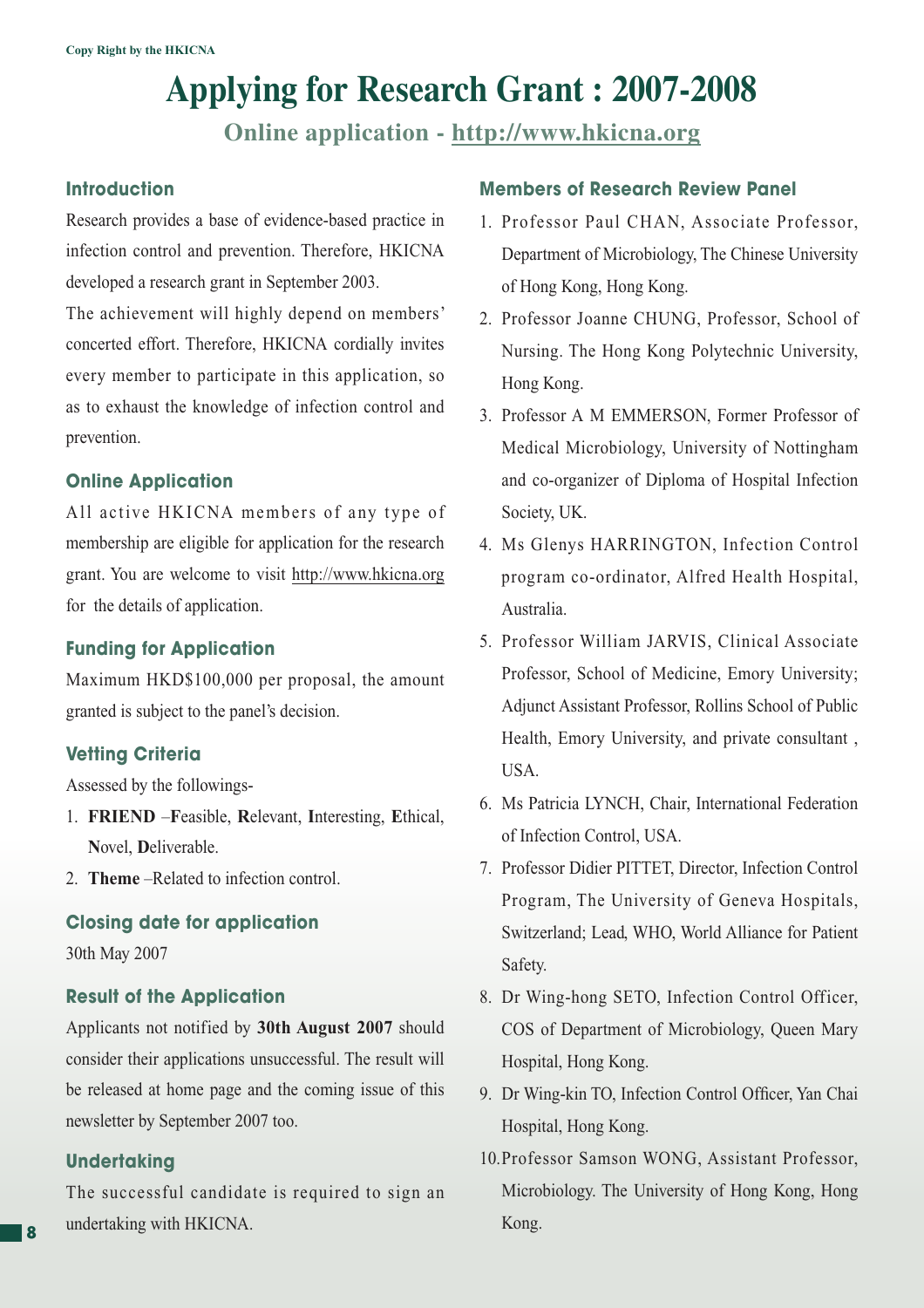Copy Right by the HKICNA

# Applying for Research Grant : 2007-2008

## Online application - http://www.hkicna.org

### Introduction

Research provides a base of evidence-based practice in infection control and prevention. Therefore, HKICNA developed a research grant in September 2003.

The achievement will highly depend on members' concerted effort. Therefore, HKICNA cordially invites every member to participate in this application, so as to exhaust the knowledge of infection control and prevention.

### Online Application

All active HKICNA members of any type of membership are eligible for application for the research grant. You are welcome to visit http://www.hkicna.org for the details of application.

### Funding for Application

Maximum HKD$100,000 per proposal, the amount granted is subject to the panel's decision.

### Vetting Criteria

Assessed by the followings-

1. **FRIEND** –**F**easible, **R**elevant, **I**nteresting, **E**thical, **N**ovel, **D**eliverable.
2. **Theme** –Related to infection control.

### Closing date for application

30th May 2007

### Result of the Application

Applicants not notified by **30th August 2007** should consider their applications unsuccessful. The result will be released at home page and the coming issue of this newsletter by September 2007 too.

### Undertaking

The successful candidate is required to sign an undertaking with HKICNA.

### Members of Research Review Panel

1. Professor Paul CHAN, Associate Professor, Department of Microbiology, The Chinese University of Hong Kong, Hong Kong.
2. Professor Joanne CHUNG, Professor, School of Nursing. The Hong Kong Polytechnic University, Hong Kong.
3. Professor A M EMMERSON, Former Professor of Medical Microbiology, University of Nottingham and co-organizer of Diploma of Hospital Infection Society, UK.
4. Ms Glenys HARRINGTON, Infection Control program co-ordinator, Alfred Health Hospital, Australia.
5. Professor William JARVIS, Clinical Associate Professor, School of Medicine, Emory University; Adjunct Assistant Professor, Rollins School of Public Health, Emory University, and private consultant , USA.
6. Ms Patricia LYNCH, Chair, International Federation of Infection Control, USA.
7. Professor Didier PITTET, Director, Infection Control Program, The University of Geneva Hospitals, Switzerland; Lead, WHO, World Alliance for Patient Safety.
8. Dr Wing-hong SETO, Infection Control Officer, COS of Department of Microbiology, Queen Mary Hospital, Hong Kong.
9. Dr Wing-kin TO, Infection Control Officer, Yan Chai Hospital, Hong Kong.
10. Professor Samson WONG, Assistant Professor, Microbiology. The University of Hong Kong, Hong Kong.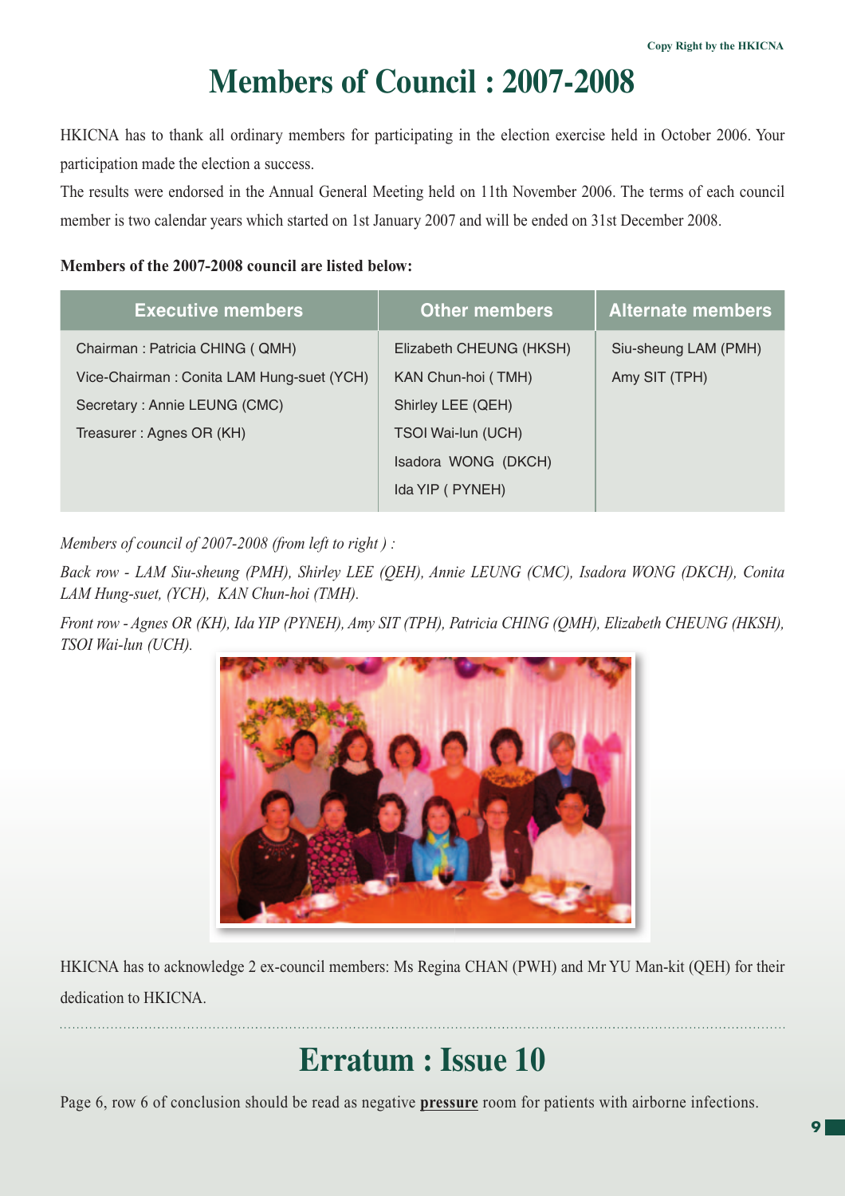# Members of Council : 2007-2008

HKICNA has to thank all ordinary members for participating in the election exercise held in October 2006. Your participation made the election a success.

The results were endorsed in the Annual General Meeting held on 11th November 2006. The terms of each council member is two calendar years which started on 1st January 2007 and will be ended on 31st December 2008.

**Members of the 2007-2008 council are listed below:**

| Executive members | Other members | Alternate members |
|---|---|---|
| Chairman : Patricia CHING ( QMH) | Elizabeth CHEUNG (HKSH) | Siu-sheung LAM (PMH) |
| Vice-Chairman : Conita LAM Hung-suet (YCH) | KAN Chun-hoi ( TMH) | Amy SIT (TPH) |
| Secretary : Annie LEUNG (CMC) | Shirley LEE (QEH) | |
| Treasurer : Agnes OR (KH) | TSOI Wai-lun (UCH) | |
| | Isadora WONG (DKCH) | |
| | Ida YIP ( PYNEH) | |

*Members of council of 2007-2008 (from left to right ) :*

*Back row - LAM Siu-sheung (PMH), Shirley LEE (QEH), Annie LEUNG (CMC), Isadora WONG (DKCH), Conita LAM Hung-suet, (YCH), KAN Chun-hoi (TMH).*

*Front row - Agnes OR (KH), Ida YIP (PYNEH), Amy SIT (TPH), Patricia CHING (QMH), Elizabeth CHEUNG (HKSH), TSOI Wai-lun (UCH).*

HKICNA has to acknowledge 2 ex-council members: Ms Regina CHAN (PWH) and Mr YU Man-kit (QEH) for their dedication to HKICNA.

# Erratum : Issue 10

Page 6, row 6 of conclusion should be read as negative **pressure** room for patients with airborne infections.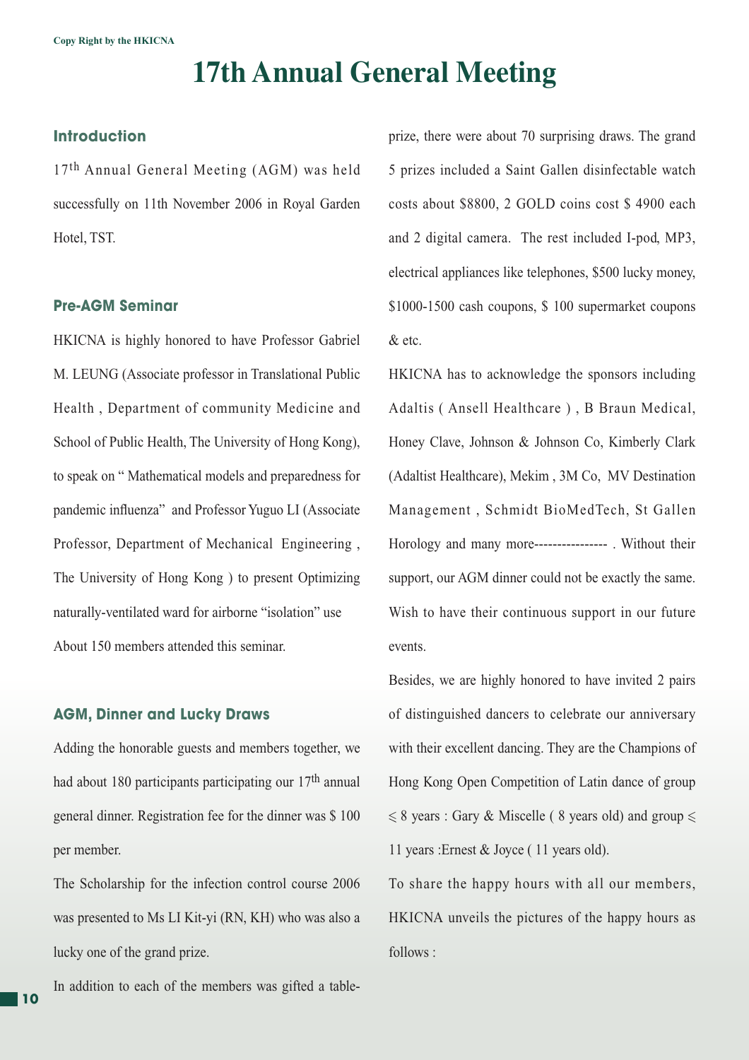Copy Right by the HKICNA

# 17th Annual General Meeting

## Introduction

17th Annual General Meeting (AGM) was held successfully on 11th November 2006 in Royal Garden Hotel, TST.

## Pre-AGM Seminar

HKICNA is highly honored to have Professor Gabriel M. LEUNG (Associate professor in Translational Public Health , Department of community Medicine and School of Public Health, The University of Hong Kong), to speak on " Mathematical models and preparedness for pandemic influenza" and Professor Yuguo LI (Associate Professor, Department of Mechanical Engineering , The University of Hong Kong ) to present Optimizing naturally-ventilated ward for airborne "isolation" use About 150 members attended this seminar.

## AGM, Dinner and Lucky Draws

Adding the honorable guests and members together, we had about 180 participants participating our 17th annual general dinner. Registration fee for the dinner was $ 100 per member.

The Scholarship for the infection control course 2006 was presented to Ms LI Kit-yi (RN, KH) who was also a lucky one of the grand prize.

In addition to each of the members was gifted a table-prize, there were about 70 surprising draws. The grand 5 prizes included a Saint Gallen disinfectable watch costs about $8800, 2 GOLD coins cost $ 4900 each and 2 digital camera. The rest included I-pod, MP3, electrical appliances like telephones, $500 lucky money, $1000-1500 cash coupons, $ 100 supermarket coupons & etc.

HKICNA has to acknowledge the sponsors including Adaltis ( Ansell Healthcare ) , B Braun Medical, Honey Clave, Johnson & Johnson Co, Kimberly Clark (Adaltist Healthcare), Mekim , 3M Co, MV Destination Management , Schmidt BioMedTech, St Gallen Horology and many more---------------- . Without their support, our AGM dinner could not be exactly the same. Wish to have their continuous support in our future events.

Besides, we are highly honored to have invited 2 pairs of distinguished dancers to celebrate our anniversary with their excellent dancing. They are the Champions of Hong Kong Open Competition of Latin dance of group ≤ 8 years : Gary & Miscelle ( 8 years old) and group ≤ 11 years :Ernest & Joyce ( 11 years old).

To share the happy hours with all our members, HKICNA unveils the pictures of the happy hours as follows :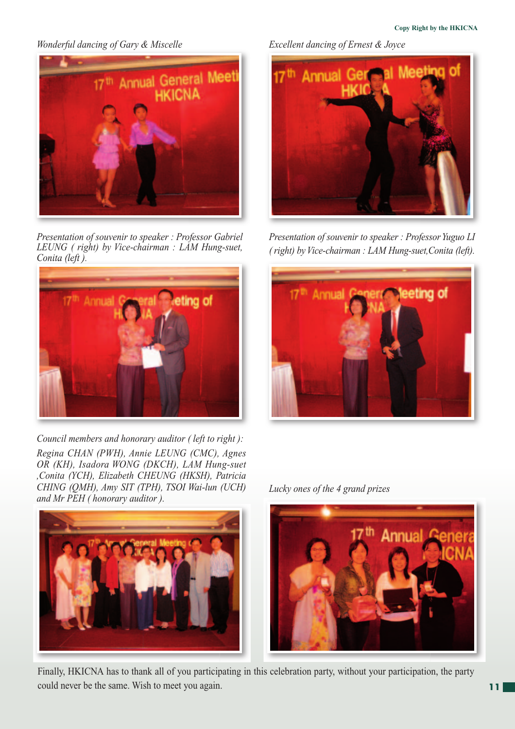*Wonderful dancing of Gary & Miscelle*

*Excellent dancing of Ernest & Joyce*

*Presentation of souvenir to speaker : Professor Gabriel LEUNG ( right) by Vice-chairman : LAM Hung-suet, Conita (left ).*

*Presentation of souvenir to speaker : Professor Yuguo LI ( right) by Vice-chairman : LAM Hung-suet,Conita (left).*

*Council members and honorary auditor ( left to right ):*

*Regina CHAN (PWH), Annie LEUNG (CMC), Agnes OR (KH), Isadora WONG (DKCH), LAM Hung-suet ,Conita (YCH), Elizabeth CHEUNG (HKSH), Patricia CHING (QMH), Amy SIT (TPH), TSOI Wai-lun (UCH) and Mr PEH ( honorary auditor ).*

*Lucky ones of the 4 grand prizes*

Finally, HKICNA has to thank all of you participating in this celebration party, without your participation, the party could never be the same. Wish to meet you again.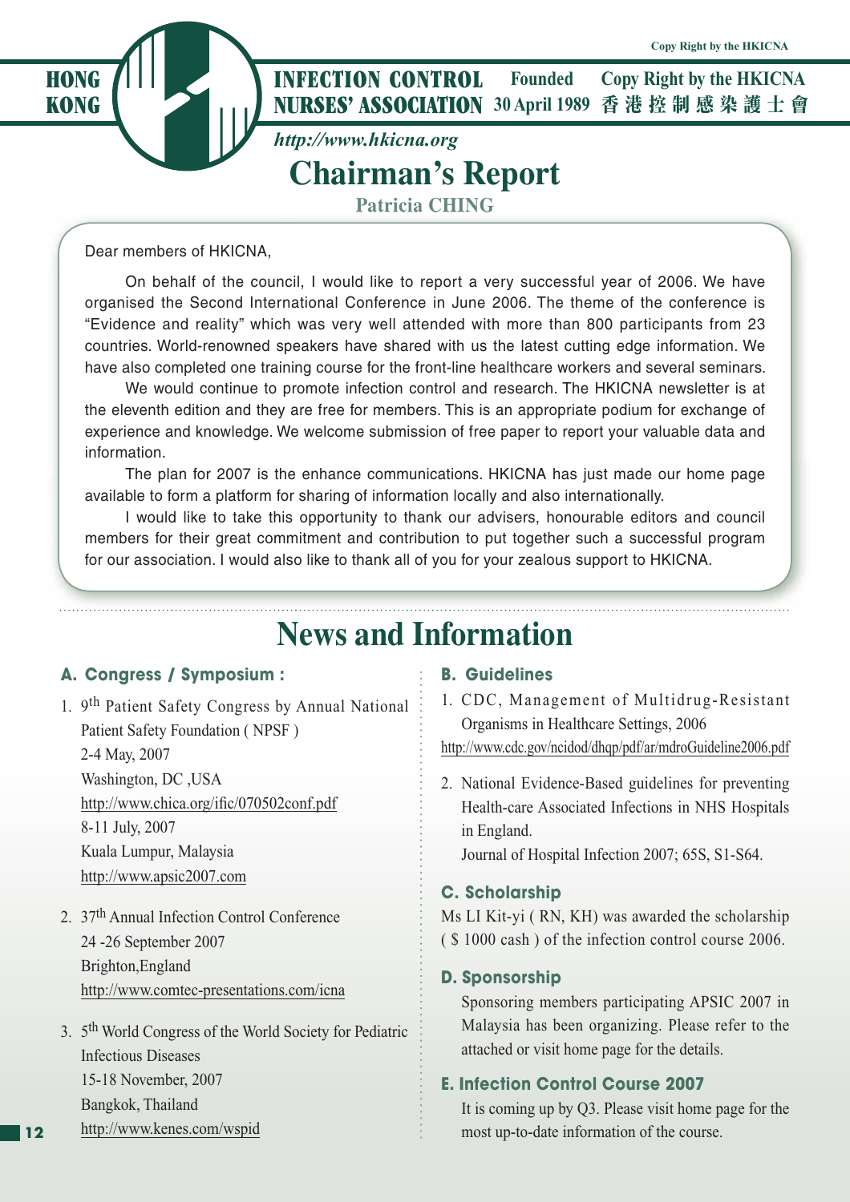HONG KONG INFECTION CONTROL NURSES' ASSOCIATION Founded 30 April 1989 香港控制感染護士會

Copy Right by the HKICNA

*http://www.hkicna.org*

# Chairman's Report

**Patricia CHING**

Dear members of HKICNA,

On behalf of the council, I would like to report a very successful year of 2006. We have organised the Second International Conference in June 2006. The theme of the conference is "Evidence and reality" which was very well attended with more than 800 participants from 23 countries. World-renowned speakers have shared with us the latest cutting edge information. We have also completed one training course for the front-line healthcare workers and several seminars.

We would continue to promote infection control and research. The HKICNA newsletter is at the eleventh edition and they are free for members. This is an appropriate podium for exchange of experience and knowledge. We welcome submission of free paper to report your valuable data and information.

The plan for 2007 is the enhance communications. HKICNA has just made our home page available to form a platform for sharing of information locally and also internationally.

I would like to take this opportunity to thank our advisers, honourable editors and council members for their great commitment and contribution to put together such a successful program for our association. I would also like to thank all of you for your zealous support to HKICNA.

# News and Information

### A. Congress / Symposium :

1. 9th Patient Safety Congress by Annual National Patient Safety Foundation ( NPSF )
   2-4 May, 2007
   Washington, DC ,USA
   http://www.chica.org/ific/070502conf.pdf
   8-11 July, 2007
   Kuala Lumpur, Malaysia
   http://www.apsic2007.com
2. 37th Annual Infection Control Conference
   24 -26 September 2007
   Brighton,England
   http://www.comtec-presentations.com/icna
3. 5th World Congress of the World Society for Pediatric Infectious Diseases
   15-18 November, 2007
   Bangkok, Thailand
   http://www.kenes.com/wspid

### B. Guidelines

1. CDC, Management of Multidrug-Resistant Organisms in Healthcare Settings, 2006
   http://www.cdc.gov/ncidod/dhqp/pdf/ar/mdroGuideline2006.pdf
2. National Evidence-Based guidelines for preventing Health-care Associated Infections in NHS Hospitals in England.
   Journal of Hospital Infection 2007; 65S, S1-S64.

### C. Scholarship

Ms LI Kit-yi ( RN, KH) was awarded the scholarship ( $ 1000 cash ) of the infection control course 2006.

### D. Sponsorship

Sponsoring members participating APSIC 2007 in Malaysia has been organizing. Please refer to the attached or visit home page for the details.

### E. Infection Control Course 2007

It is coming up by Q3. Please visit home page for the most up-to-date information of the course.